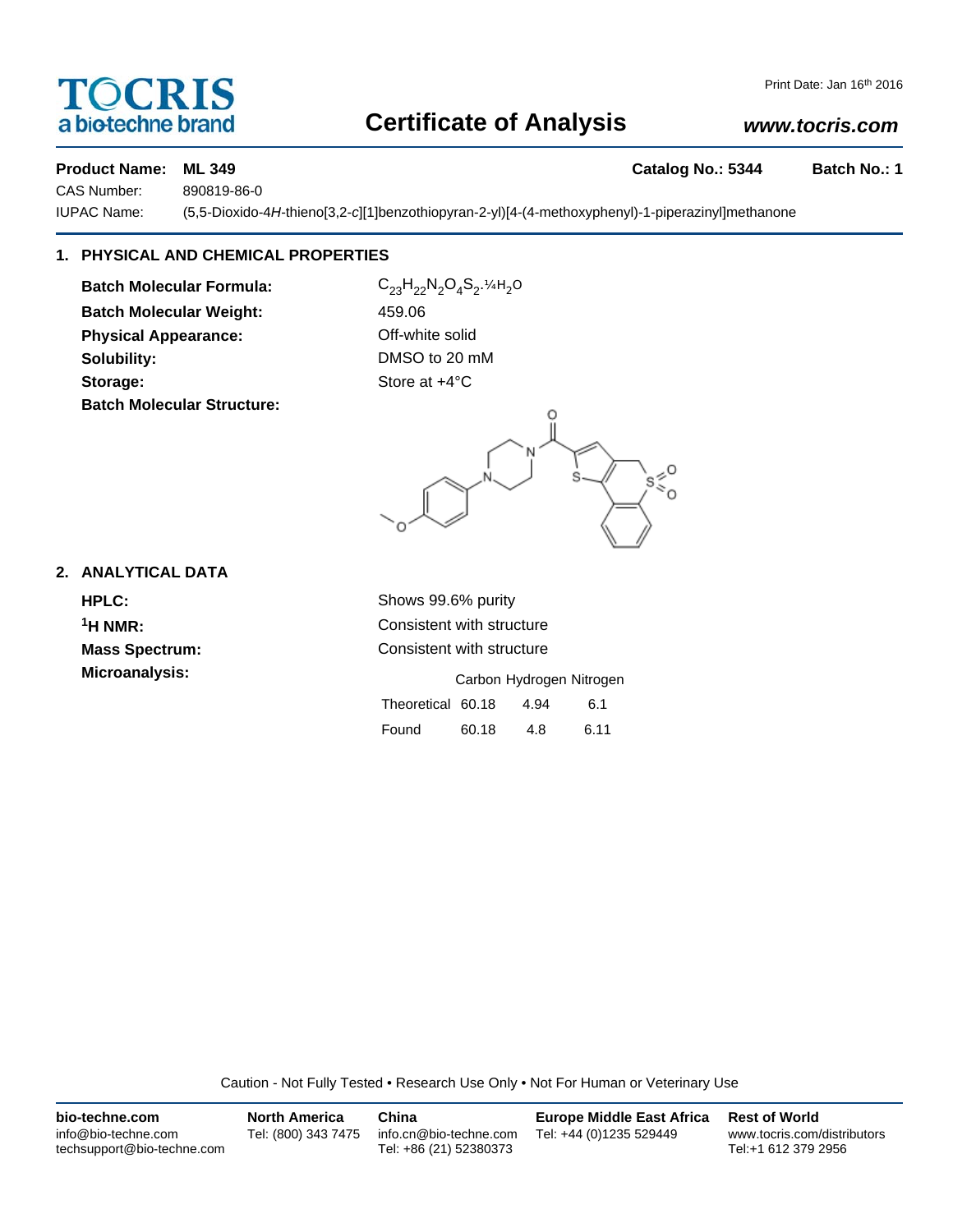TOCRIS
a biotechne brand

Print Date: Jan 16th 2016

# Certificate of Analysis

**www.tocris.com**

**Product Name: ML 349** **Catalog No.: 5344** **Batch No.: 1**

CAS Number: 890819-86-0

IUPAC Name: (5,5-Dioxido-4*H*-thieno[3,2-*c*][1]benzothiopyran-2-yl)[4-(4-methoxyphenyl)-1-piperazinyl]methanone

## 1. PHYSICAL AND CHEMICAL PROPERTIES

**Batch Molecular Formula:** $C_{23}H_{22}N_2O_4S_2.\frac{1}{4}H_2O$

**Batch Molecular Weight:** 459.06

**Physical Appearance:** Off-white solid

**Solubility:** DMSO to 20 mM

**Storage:** Store at +4°C

**Batch Molecular Structure:**

## 2. ANALYTICAL DATA

**HPLC:** Shows 99.6% purity

**$^1$H NMR:** Consistent with structure

**Mass Spectrum:** Consistent with structure

**Microanalysis:**

| | Carbon | Hydrogen | Nitrogen |
|---|---|---|---|
| Theoretical | 60.18 | 4.94 | 6.1 |
| Found | 60.18 | 4.8 | 6.11 |

Caution - Not Fully Tested • Research Use Only • Not For Human or Veterinary Use

**bio-techne.com**
info@bio-techne.com
techsupport@bio-techne.com

**North America**
Tel: (800) 343 7475

**China**
info.cn@bio-techne.com
Tel: +86 (21) 52380373

**Europe Middle East Africa**
Tel: +44 (0)1235 529449

**Rest of World**
www.tocris.com/distributors
Tel:+1 612 379 2956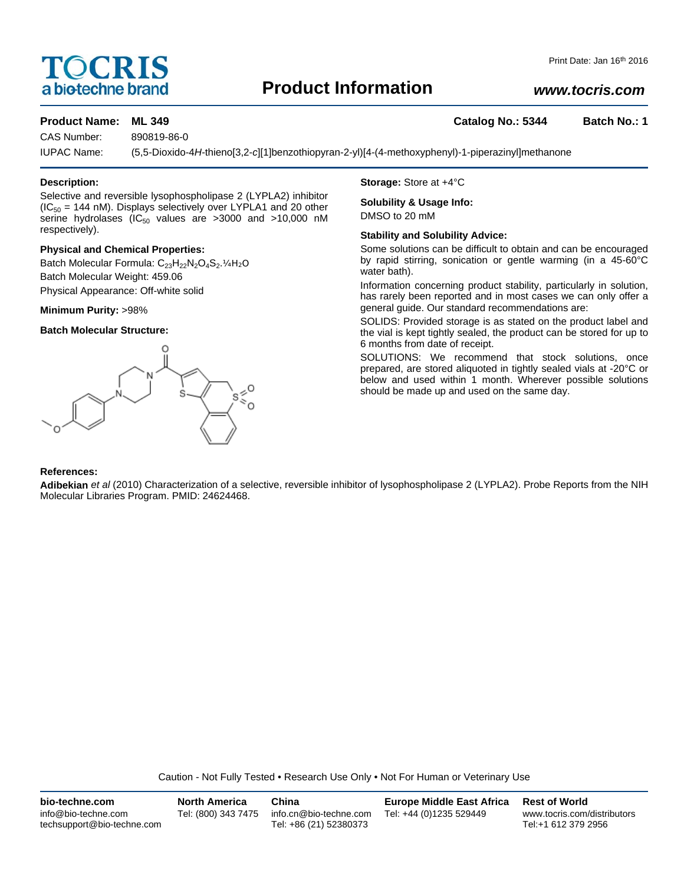# TOCRIS
a biotechne brand

Print Date: Jan 16th 2016

## Product Information

www.tocris.com

**Product Name:** **ML 349** **Catalog No.: 5344** **Batch No.: 1**

CAS Number: 890819-86-0

IUPAC Name: (5,5-Dioxido-4*H*-thieno[3,2-*c*][1]benzothiopyran-2-yl)[4-(4-methoxyphenyl)-1-piperazinyl]methanone

### Description:

Selective and reversible lysophospholipase 2 (LYPLA2) inhibitor ($IC_{50}$ = 144 nM). Displays selectively over LYPLA1 and 20 other serine hydrolases ($IC_{50}$ values are >3000 and >10,000 nM respectively).

### Physical and Chemical Properties:

Batch Molecular Formula: $C_{23}H_{22}N_2O_4S_2.¼H_2O$

Batch Molecular Weight: 459.06

Physical Appearance: Off-white solid

**Minimum Purity:** >98%

### Batch Molecular Structure:

**Storage:** Store at +4°C

### Solubility & Usage Info:

DMSO to 20 mM

### Stability and Solubility Advice:

Some solutions can be difficult to obtain and can be encouraged by rapid stirring, sonication or gentle warming (in a 45-60°C water bath).

Information concerning product stability, particularly in solution, has rarely been reported and in most cases we can only offer a general guide. Our standard recommendations are:

SOLIDS: Provided storage is as stated on the product label and the vial is kept tightly sealed, the product can be stored for up to 6 months from date of receipt.

SOLUTIONS: We recommend that stock solutions, once prepared, are stored aliquoted in tightly sealed vials at -20°C or below and used within 1 month. Wherever possible solutions should be made up and used on the same day.

### References:

**Adibekian** *et al* (2010) Characterization of a selective, reversible inhibitor of lysophospholipase 2 (LYPLA2). Probe Reports from the NIH Molecular Libraries Program. PMID: 24624468.

Caution - Not Fully Tested • Research Use Only • Not For Human or Veterinary Use

**bio-techne.com**
info@bio-techne.com
techsupport@bio-techne.com

**North America**
Tel: (800) 343 7475

**China**
info.cn@bio-techne.com
Tel: +86 (21) 52380373

**Europe Middle East Africa**
Tel: +44 (0)1235 529449

**Rest of World**
www.tocris.com/distributors
Tel:+1 612 379 2956